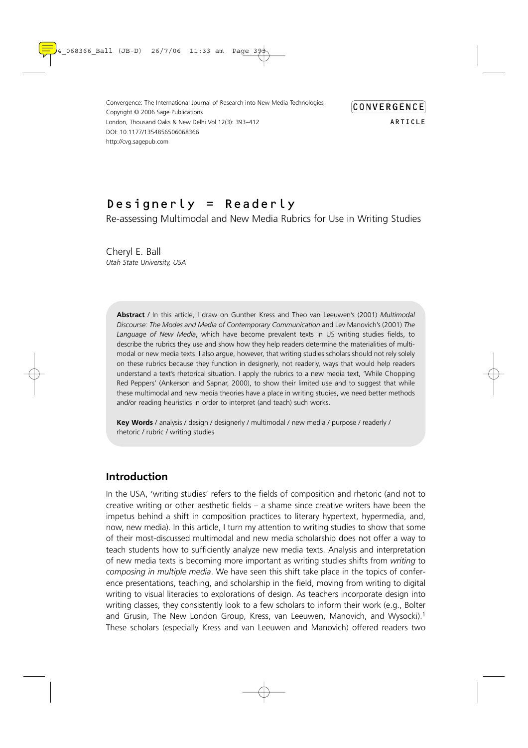Convergence: The International Journal of Research into New Media Technologies
Copyright © 2006 Sage Publications
London, Thousand Oaks & New Delhi Vol 12(3): 393–412
DOI: 10.1177/1354856506068366
http://cvg.sagepub.com

CONVERGENCE

ARTICLE

# Designerly = Readerly

## Re-assessing Multimodal and New Media Rubrics for Use in Writing Studies

Cheryl E. Ball
*Utah State University, USA*

**Abstract** / In this article, I draw on Gunther Kress and Theo van Leeuwen's (2001) *Multimodal Discourse: The Modes and Media of Contemporary Communication* and Lev Manovich's (2001) *The Language of New Media*, which have become prevalent texts in US writing studies fields, to describe the rubrics they use and show how they help readers determine the materialities of multimodal or new media texts. I also argue, however, that writing studies scholars should not rely solely on these rubrics because they function in designerly, not readerly, ways that would help readers understand a text's rhetorical situation. I apply the rubrics to a new media text, 'While Chopping Red Peppers' (Ankerson and Sapnar, 2000), to show their limited use and to suggest that while these multimodal and new media theories have a place in writing studies, we need better methods and/or reading heuristics in order to interpret (and teach) such works.

**Key Words** / analysis / design / designerly / multimodal / new media / purpose / readerly / rhetoric / rubric / writing studies

## Introduction

In the USA, 'writing studies' refers to the fields of composition and rhetoric (and not to creative writing or other aesthetic fields – a shame since creative writers have been the impetus behind a shift in composition practices to literary hypertext, hypermedia, and, now, new media). In this article, I turn my attention to writing studies to show that some of their most-discussed multimodal and new media scholarship does not offer a way to teach students how to sufficiently analyze new media texts. Analysis and interpretation of new media texts is becoming more important as writing studies shifts from *writing* to *composing in multiple media*. We have seen this shift take place in the topics of conference presentations, teaching, and scholarship in the field, moving from writing to digital writing to visual literacies to explorations of design. As teachers incorporate design into writing classes, they consistently look to a few scholars to inform their work (e.g., Bolter and Grusin, The New London Group, Kress, van Leeuwen, Manovich, and Wysocki).[1] These scholars (especially Kress and van Leeuwen and Manovich) offered readers two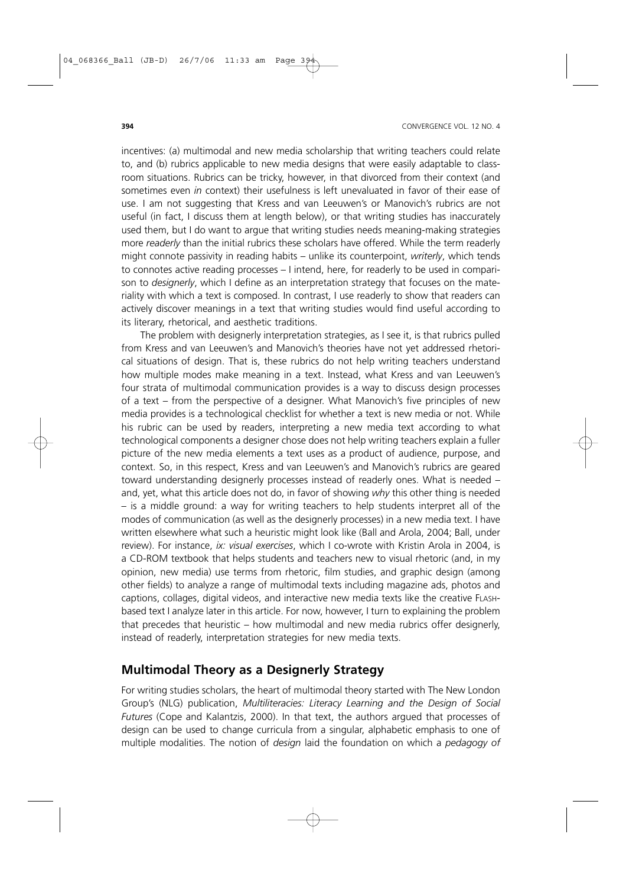incentives: (a) multimodal and new media scholarship that writing teachers could relate to, and (b) rubrics applicable to new media designs that were easily adaptable to classroom situations. Rubrics can be tricky, however, in that divorced from their context (and sometimes even *in* context) their usefulness is left unevaluated in favor of their ease of use. I am not suggesting that Kress and van Leeuwen's or Manovich's rubrics are not useful (in fact, I discuss them at length below), or that writing studies has inaccurately used them, but I do want to argue that writing studies needs meaning-making strategies more *readerly* than the initial rubrics these scholars have offered. While the term readerly might connote passivity in reading habits – unlike its counterpoint, *writerly*, which tends to connotes active reading processes – I intend, here, for readerly to be used in comparison to *designerly*, which I define as an interpretation strategy that focuses on the materiality with which a text is composed. In contrast, I use readerly to show that readers can actively discover meanings in a text that writing studies would find useful according to its literary, rhetorical, and aesthetic traditions.

The problem with designerly interpretation strategies, as I see it, is that rubrics pulled from Kress and van Leeuwen's and Manovich's theories have not yet addressed rhetorical situations of design. That is, these rubrics do not help writing teachers understand how multiple modes make meaning in a text. Instead, what Kress and van Leeuwen's four strata of multimodal communication provides is a way to discuss design processes of a text – from the perspective of a designer. What Manovich's five principles of new media provides is a technological checklist for whether a text is new media or not. While his rubric can be used by readers, interpreting a new media text according to what technological components a designer chose does not help writing teachers explain a fuller picture of the new media elements a text uses as a product of audience, purpose, and context. So, in this respect, Kress and van Leeuwen's and Manovich's rubrics are geared toward understanding designerly processes instead of readerly ones. What is needed – and, yet, what this article does not do, in favor of showing *why* this other thing is needed – is a middle ground: a way for writing teachers to help students interpret all of the modes of communication (as well as the designerly processes) in a new media text. I have written elsewhere what such a heuristic might look like (Ball and Arola, 2004; Ball, under review). For instance, *ix: visual exercises*, which I co-wrote with Kristin Arola in 2004, is a CD-ROM textbook that helps students and teachers new to visual rhetoric (and, in my opinion, new media) use terms from rhetoric, film studies, and graphic design (among other fields) to analyze a range of multimodal texts including magazine ads, photos and captions, collages, digital videos, and interactive new media texts like the creative FLASH-based text I analyze later in this article. For now, however, I turn to explaining the problem that precedes that heuristic – how multimodal and new media rubrics offer designerly, instead of readerly, interpretation strategies for new media texts.

## Multimodal Theory as a Designerly Strategy

For writing studies scholars, the heart of multimodal theory started with The New London Group's (NLG) publication, *Multiliteracies: Literacy Learning and the Design of Social Futures* (Cope and Kalantzis, 2000). In that text, the authors argued that processes of design can be used to change curricula from a singular, alphabetic emphasis to one of multiple modalities. The notion of *design* laid the foundation on which a *pedagogy of*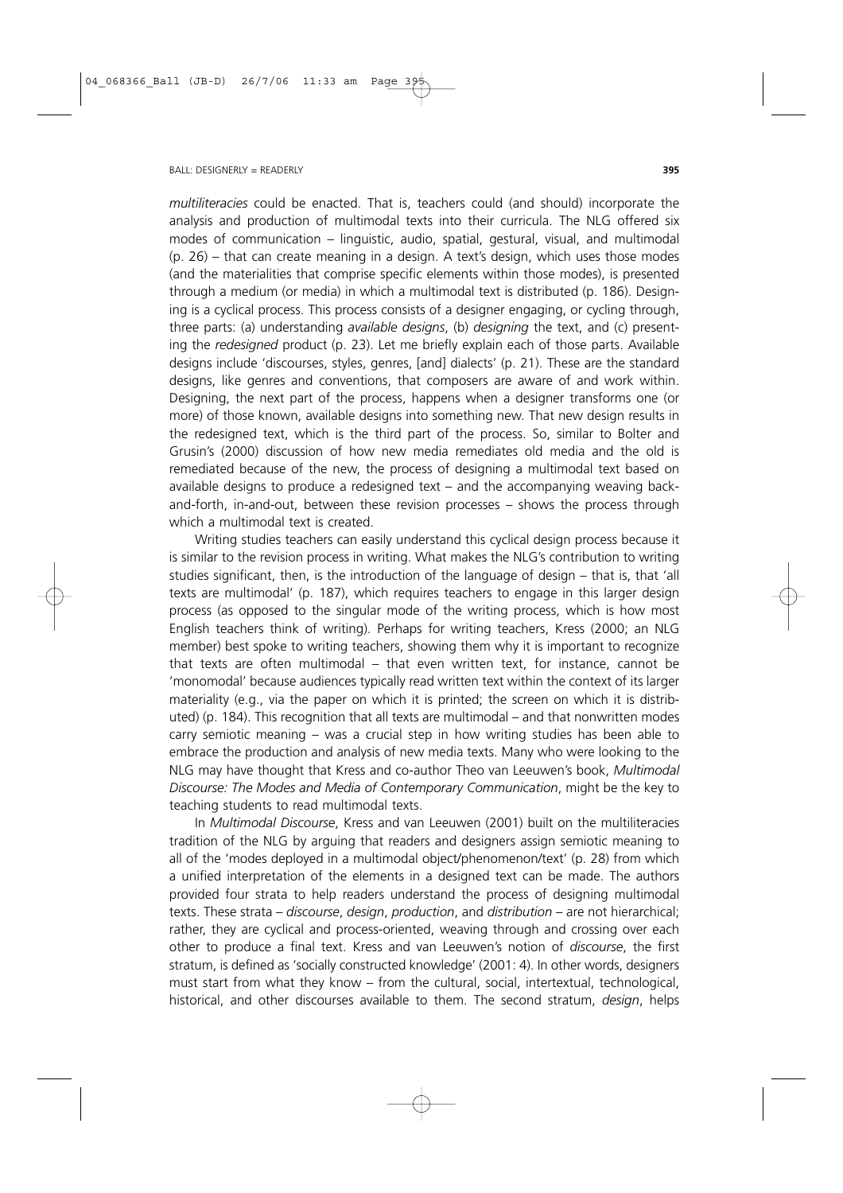*multiliteracies* could be enacted. That is, teachers could (and should) incorporate the analysis and production of multimodal texts into their curricula. The NLG offered six modes of communication – linguistic, audio, spatial, gestural, visual, and multimodal (p. 26) – that can create meaning in a design. A text's design, which uses those modes (and the materialities that comprise specific elements within those modes), is presented through a medium (or media) in which a multimodal text is distributed (p. 186). Designing is a cyclical process. This process consists of a designer engaging, or cycling through, three parts: (a) understanding *available designs*, (b) *designing* the text, and (c) presenting the *redesigned* product (p. 23). Let me briefly explain each of those parts. Available designs include 'discourses, styles, genres, [and] dialects' (p. 21). These are the standard designs, like genres and conventions, that composers are aware of and work within. Designing, the next part of the process, happens when a designer transforms one (or more) of those known, available designs into something new. That new design results in the redesigned text, which is the third part of the process. So, similar to Bolter and Grusin's (2000) discussion of how new media remediates old media and the old is remediated because of the new, the process of designing a multimodal text based on available designs to produce a redesigned text – and the accompanying weaving back-and-forth, in-and-out, between these revision processes – shows the process through which a multimodal text is created.

Writing studies teachers can easily understand this cyclical design process because it is similar to the revision process in writing. What makes the NLG's contribution to writing studies significant, then, is the introduction of the language of design – that is, that 'all texts are multimodal' (p. 187), which requires teachers to engage in this larger design process (as opposed to the singular mode of the writing process, which is how most English teachers think of writing). Perhaps for writing teachers, Kress (2000; an NLG member) best spoke to writing teachers, showing them why it is important to recognize that texts are often multimodal – that even written text, for instance, cannot be 'monomodal' because audiences typically read written text within the context of its larger materiality (e.g., via the paper on which it is printed; the screen on which it is distributed) (p. 184). This recognition that all texts are multimodal – and that nonwritten modes carry semiotic meaning – was a crucial step in how writing studies has been able to embrace the production and analysis of new media texts. Many who were looking to the NLG may have thought that Kress and co-author Theo van Leeuwen's book, *Multimodal Discourse: The Modes and Media of Contemporary Communication*, might be the key to teaching students to read multimodal texts.

In *Multimodal Discourse*, Kress and van Leeuwen (2001) built on the multiliteracies tradition of the NLG by arguing that readers and designers assign semiotic meaning to all of the 'modes deployed in a multimodal object/phenomenon/text' (p. 28) from which a unified interpretation of the elements in a designed text can be made. The authors provided four strata to help readers understand the process of designing multimodal texts. These strata – *discourse*, *design*, *production*, and *distribution* – are not hierarchical; rather, they are cyclical and process-oriented, weaving through and crossing over each other to produce a final text. Kress and van Leeuwen's notion of *discourse*, the first stratum, is defined as 'socially constructed knowledge' (2001: 4). In other words, designers must start from what they know – from the cultural, social, intertextual, technological, historical, and other discourses available to them. The second stratum, *design*, helps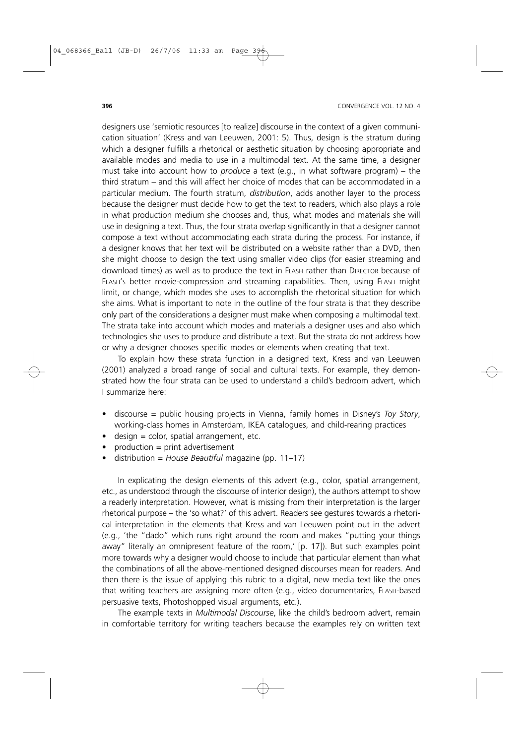designers use 'semiotic resources [to realize] discourse in the context of a given communication situation' (Kress and van Leeuwen, 2001: 5). Thus, design is the stratum during which a designer fulfills a rhetorical or aesthetic situation by choosing appropriate and available modes and media to use in a multimodal text. At the same time, a designer must take into account how to *produce* a text (e.g., in what software program) – the third stratum – and this will affect her choice of modes that can be accommodated in a particular medium. The fourth stratum, *distribution*, adds another layer to the process because the designer must decide how to get the text to readers, which also plays a role in what production medium she chooses and, thus, what modes and materials she will use in designing a text. Thus, the four strata overlap significantly in that a designer cannot compose a text without accommodating each strata during the process. For instance, if a designer knows that her text will be distributed on a website rather than a DVD, then she might choose to design the text using smaller video clips (for easier streaming and download times) as well as to produce the text in FLASH rather than DIRECTOR because of FLASH's better movie-compression and streaming capabilities. Then, using FLASH might limit, or change, which modes she uses to accomplish the rhetorical situation for which she aims. What is important to note in the outline of the four strata is that they describe only part of the considerations a designer must make when composing a multimodal text. The strata take into account which modes and materials a designer uses and also which technologies she uses to produce and distribute a text. But the strata do not address how or why a designer chooses specific modes or elements when creating that text.

To explain how these strata function in a designed text, Kress and van Leeuwen (2001) analyzed a broad range of social and cultural texts. For example, they demonstrated how the four strata can be used to understand a child's bedroom advert, which I summarize here:

- discourse = public housing projects in Vienna, family homes in Disney's *Toy Story*, working-class homes in Amsterdam, IKEA catalogues, and child-rearing practices
- design = color, spatial arrangement, etc.
- production = print advertisement
- distribution = *House Beautiful* magazine (pp. 11–17)

In explicating the design elements of this advert (e.g., color, spatial arrangement, etc., as understood through the discourse of interior design), the authors attempt to show a readerly interpretation. However, what is missing from their interpretation is the larger rhetorical purpose – the 'so what?' of this advert. Readers see gestures towards a rhetorical interpretation in the elements that Kress and van Leeuwen point out in the advert (e.g., 'the "dado" which runs right around the room and makes "putting your things away" literally an omnipresent feature of the room,' [p. 17]). But such examples point more towards why a designer would choose to include that particular element than what the combinations of all the above-mentioned designed discourses mean for readers. And then there is the issue of applying this rubric to a digital, new media text like the ones that writing teachers are assigning more often (e.g., video documentaries, FLASH-based persuasive texts, Photoshopped visual arguments, etc.).

The example texts in *Multimodal Discourse*, like the child's bedroom advert, remain in comfortable territory for writing teachers because the examples rely on written text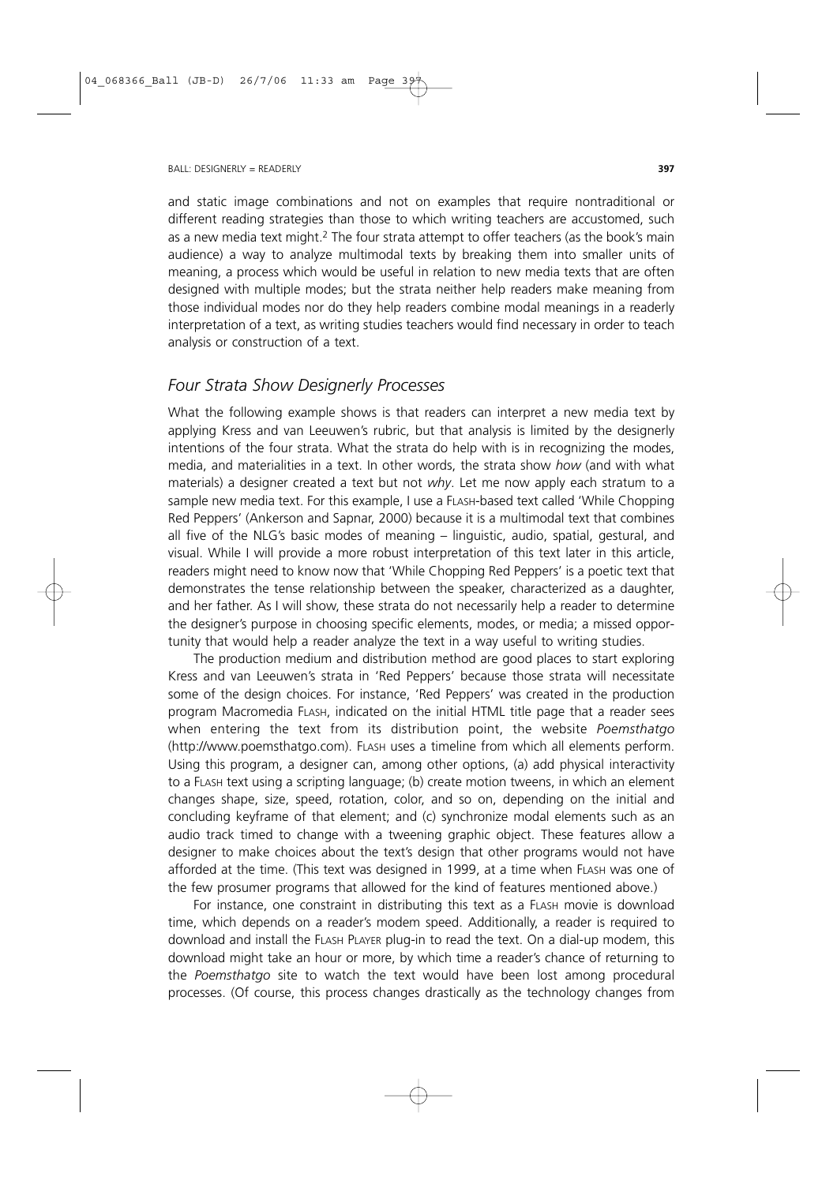and static image combinations and not on examples that require nontraditional or different reading strategies than those to which writing teachers are accustomed, such as a new media text might.[2] The four strata attempt to offer teachers (as the book's main audience) a way to analyze multimodal texts by breaking them into smaller units of meaning, a process which would be useful in relation to new media texts that are often designed with multiple modes; but the strata neither help readers make meaning from those individual modes nor do they help readers combine modal meanings in a readerly interpretation of a text, as writing studies teachers would find necessary in order to teach analysis or construction of a text.

## *Four Strata Show Designerly Processes*

What the following example shows is that readers can interpret a new media text by applying Kress and van Leeuwen's rubric, but that analysis is limited by the designerly intentions of the four strata. What the strata do help with is in recognizing the modes, media, and materialities in a text. In other words, the strata show *how* (and with what materials) a designer created a text but not *why*. Let me now apply each stratum to a sample new media text. For this example, I use a FLASH-based text called 'While Chopping Red Peppers' (Ankerson and Sapnar, 2000) because it is a multimodal text that combines all five of the NLG's basic modes of meaning – linguistic, audio, spatial, gestural, and visual. While I will provide a more robust interpretation of this text later in this article, readers might need to know now that 'While Chopping Red Peppers' is a poetic text that demonstrates the tense relationship between the speaker, characterized as a daughter, and her father. As I will show, these strata do not necessarily help a reader to determine the designer's purpose in choosing specific elements, modes, or media; a missed opportunity that would help a reader analyze the text in a way useful to writing studies.

The production medium and distribution method are good places to start exploring Kress and van Leeuwen's strata in 'Red Peppers' because those strata will necessitate some of the design choices. For instance, 'Red Peppers' was created in the production program Macromedia FLASH, indicated on the initial HTML title page that a reader sees when entering the text from its distribution point, the website *Poemsthatgo* (http://www.poemsthatgo.com). FLASH uses a timeline from which all elements perform. Using this program, a designer can, among other options, (a) add physical interactivity to a FLASH text using a scripting language; (b) create motion tweens, in which an element changes shape, size, speed, rotation, color, and so on, depending on the initial and concluding keyframe of that element; and (c) synchronize modal elements such as an audio track timed to change with a tweening graphic object. These features allow a designer to make choices about the text's design that other programs would not have afforded at the time. (This text was designed in 1999, at a time when FLASH was one of the few prosumer programs that allowed for the kind of features mentioned above.)

For instance, one constraint in distributing this text as a FLASH movie is download time, which depends on a reader's modem speed. Additionally, a reader is required to download and install the FLASH PLAYER plug-in to read the text. On a dial-up modem, this download might take an hour or more, by which time a reader's chance of returning to the *Poemsthatgo* site to watch the text would have been lost among procedural processes. (Of course, this process changes drastically as the technology changes from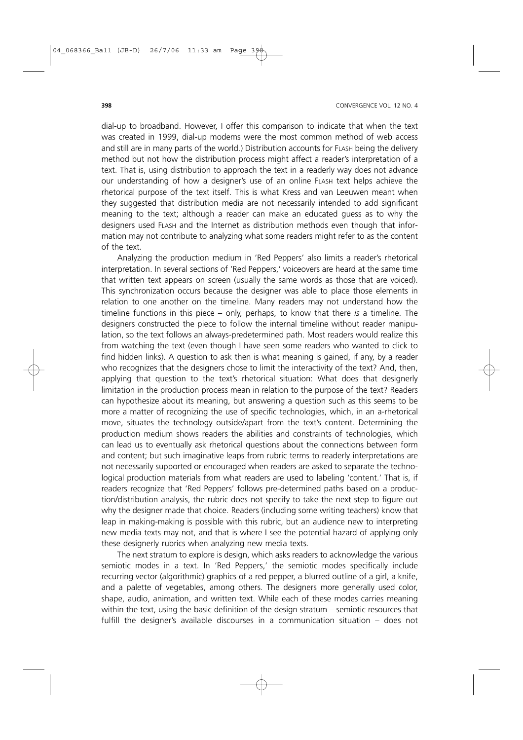dial-up to broadband. However, I offer this comparison to indicate that when the text was created in 1999, dial-up modems were the most common method of web access and still are in many parts of the world.) Distribution accounts for FLASH being the delivery method but not how the distribution process might affect a reader's interpretation of a text. That is, using distribution to approach the text in a readerly way does not advance our understanding of how a designer's use of an online FLASH text helps achieve the rhetorical purpose of the text itself. This is what Kress and van Leeuwen meant when they suggested that distribution media are not necessarily intended to add significant meaning to the text; although a reader can make an educated guess as to why the designers used FLASH and the Internet as distribution methods even though that information may not contribute to analyzing what some readers might refer to as the content of the text.

Analyzing the production medium in 'Red Peppers' also limits a reader's rhetorical interpretation. In several sections of 'Red Peppers,' voiceovers are heard at the same time that written text appears on screen (usually the same words as those that are voiced). This synchronization occurs because the designer was able to place those elements in relation to one another on the timeline. Many readers may not understand how the timeline functions in this piece – only, perhaps, to know that there *is* a timeline. The designers constructed the piece to follow the internal timeline without reader manipulation, so the text follows an always-predetermined path. Most readers would realize this from watching the text (even though I have seen some readers who wanted to click to find hidden links). A question to ask then is what meaning is gained, if any, by a reader who recognizes that the designers chose to limit the interactivity of the text? And, then, applying that question to the text's rhetorical situation: What does that designerly limitation in the production process mean in relation to the purpose of the text? Readers can hypothesize about its meaning, but answering a question such as this seems to be more a matter of recognizing the use of specific technologies, which, in an a-rhetorical move, situates the technology outside/apart from the text's content. Determining the production medium shows readers the abilities and constraints of technologies, which can lead us to eventually ask rhetorical questions about the connections between form and content; but such imaginative leaps from rubric terms to readerly interpretations are not necessarily supported or encouraged when readers are asked to separate the technological production materials from what readers are used to labeling 'content.' That is, if readers recognize that 'Red Peppers' follows pre-determined paths based on a production/distribution analysis, the rubric does not specify to take the next step to figure out why the designer made that choice. Readers (including some writing teachers) know that leap in making-making is possible with this rubric, but an audience new to interpreting new media texts may not, and that is where I see the potential hazard of applying only these designerly rubrics when analyzing new media texts.

The next stratum to explore is design, which asks readers to acknowledge the various semiotic modes in a text. In 'Red Peppers,' the semiotic modes specifically include recurring vector (algorithmic) graphics of a red pepper, a blurred outline of a girl, a knife, and a palette of vegetables, among others. The designers more generally used color, shape, audio, animation, and written text. While each of these modes carries meaning within the text, using the basic definition of the design stratum – semiotic resources that fulfill the designer's available discourses in a communication situation – does not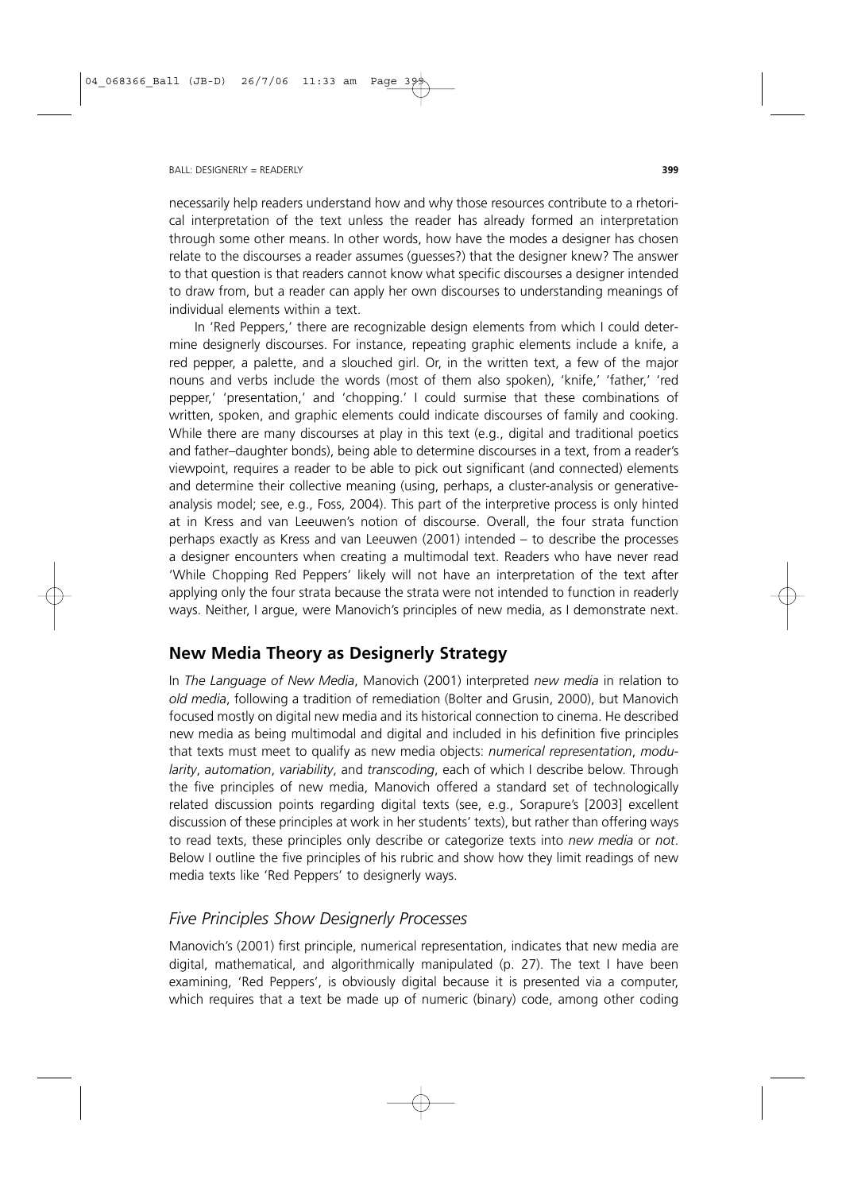necessarily help readers understand how and why those resources contribute to a rhetorical interpretation of the text unless the reader has already formed an interpretation through some other means. In other words, how have the modes a designer has chosen relate to the discourses a reader assumes (guesses?) that the designer knew? The answer to that question is that readers cannot know what specific discourses a designer intended to draw from, but a reader can apply her own discourses to understanding meanings of individual elements within a text.

In 'Red Peppers,' there are recognizable design elements from which I could determine designerly discourses. For instance, repeating graphic elements include a knife, a red pepper, a palette, and a slouched girl. Or, in the written text, a few of the major nouns and verbs include the words (most of them also spoken), 'knife,' 'father,' 'red pepper,' 'presentation,' and 'chopping.' I could surmise that these combinations of written, spoken, and graphic elements could indicate discourses of family and cooking. While there are many discourses at play in this text (e.g., digital and traditional poetics and father–daughter bonds), being able to determine discourses in a text, from a reader's viewpoint, requires a reader to be able to pick out significant (and connected) elements and determine their collective meaning (using, perhaps, a cluster-analysis or generative-analysis model; see, e.g., Foss, 2004). This part of the interpretive process is only hinted at in Kress and van Leeuwen's notion of discourse. Overall, the four strata function perhaps exactly as Kress and van Leeuwen (2001) intended – to describe the processes a designer encounters when creating a multimodal text. Readers who have never read 'While Chopping Red Peppers' likely will not have an interpretation of the text after applying only the four strata because the strata were not intended to function in readerly ways. Neither, I argue, were Manovich's principles of new media, as I demonstrate next.

## New Media Theory as Designerly Strategy

In *The Language of New Media*, Manovich (2001) interpreted *new media* in relation to *old media*, following a tradition of remediation (Bolter and Grusin, 2000), but Manovich focused mostly on digital new media and its historical connection to cinema. He described new media as being multimodal and digital and included in his definition five principles that texts must meet to qualify as new media objects: *numerical representation*, *modularity*, *automation*, *variability*, and *transcoding*, each of which I describe below. Through the five principles of new media, Manovich offered a standard set of technologically related discussion points regarding digital texts (see, e.g., Sorapure's [2003] excellent discussion of these principles at work in her students' texts), but rather than offering ways to read texts, these principles only describe or categorize texts into *new media* or *not*. Below I outline the five principles of his rubric and show how they limit readings of new media texts like 'Red Peppers' to designerly ways.

### *Five Principles Show Designerly Processes*

Manovich's (2001) first principle, numerical representation, indicates that new media are digital, mathematical, and algorithmically manipulated (p. 27). The text I have been examining, 'Red Peppers', is obviously digital because it is presented via a computer, which requires that a text be made up of numeric (binary) code, among other coding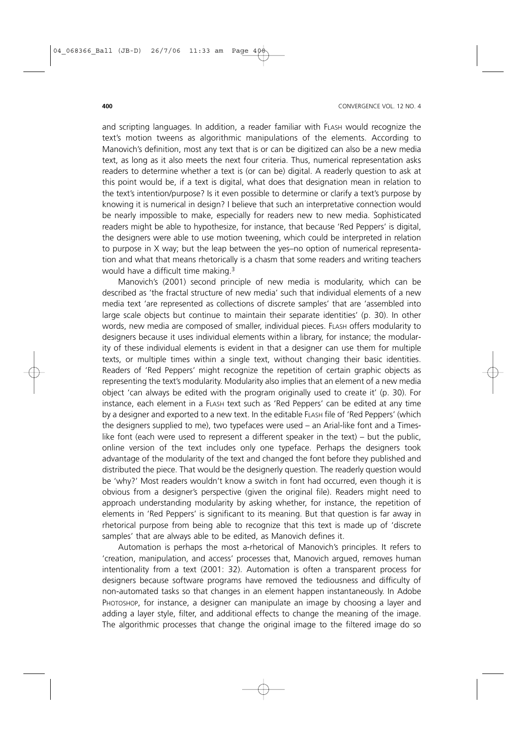and scripting languages. In addition, a reader familiar with FLASH would recognize the text's motion tweens as algorithmic manipulations of the elements. According to Manovich's definition, most any text that is or can be digitized can also be a new media text, as long as it also meets the next four criteria. Thus, numerical representation asks readers to determine whether a text is (or can be) digital. A readerly question to ask at this point would be, if a text is digital, what does that designation mean in relation to the text's intention/purpose? Is it even possible to determine or clarify a text's purpose by knowing it is numerical in design? I believe that such an interpretative connection would be nearly impossible to make, especially for readers new to new media. Sophisticated readers might be able to hypothesize, for instance, that because 'Red Peppers' is digital, the designers were able to use motion tweening, which could be interpreted in relation to purpose in X way; but the leap between the yes–no option of numerical representation and what that means rhetorically is a chasm that some readers and writing teachers would have a difficult time making.[3]

Manovich's (2001) second principle of new media is modularity, which can be described as 'the fractal structure of new media' such that individual elements of a new media text 'are represented as collections of discrete samples' that are 'assembled into large scale objects but continue to maintain their separate identities' (p. 30). In other words, new media are composed of smaller, individual pieces. FLASH offers modularity to designers because it uses individual elements within a library, for instance; the modularity of these individual elements is evident in that a designer can use them for multiple texts, or multiple times within a single text, without changing their basic identities. Readers of 'Red Peppers' might recognize the repetition of certain graphic objects as representing the text's modularity. Modularity also implies that an element of a new media object 'can always be edited with the program originally used to create it' (p. 30). For instance, each element in a FLASH text such as 'Red Peppers' can be edited at any time by a designer and exported to a new text. In the editable FLASH file of 'Red Peppers' (which the designers supplied to me), two typefaces were used – an Arial-like font and a Times-like font (each were used to represent a different speaker in the text) – but the public, online version of the text includes only one typeface. Perhaps the designers took advantage of the modularity of the text and changed the font before they published and distributed the piece. That would be the designerly question. The readerly question would be 'why?' Most readers wouldn't know a switch in font had occurred, even though it is obvious from a designer's perspective (given the original file). Readers might need to approach understanding modularity by asking whether, for instance, the repetition of elements in 'Red Peppers' is significant to its meaning. But that question is far away in rhetorical purpose from being able to recognize that this text is made up of 'discrete samples' that are always able to be edited, as Manovich defines it.

Automation is perhaps the most a-rhetorical of Manovich's principles. It refers to 'creation, manipulation, and access' processes that, Manovich argued, removes human intentionality from a text (2001: 32). Automation is often a transparent process for designers because software programs have removed the tediousness and difficulty of non-automated tasks so that changes in an element happen instantaneously. In Adobe PHOTOSHOP, for instance, a designer can manipulate an image by choosing a layer and adding a layer style, filter, and additional effects to change the meaning of the image. The algorithmic processes that change the original image to the filtered image do so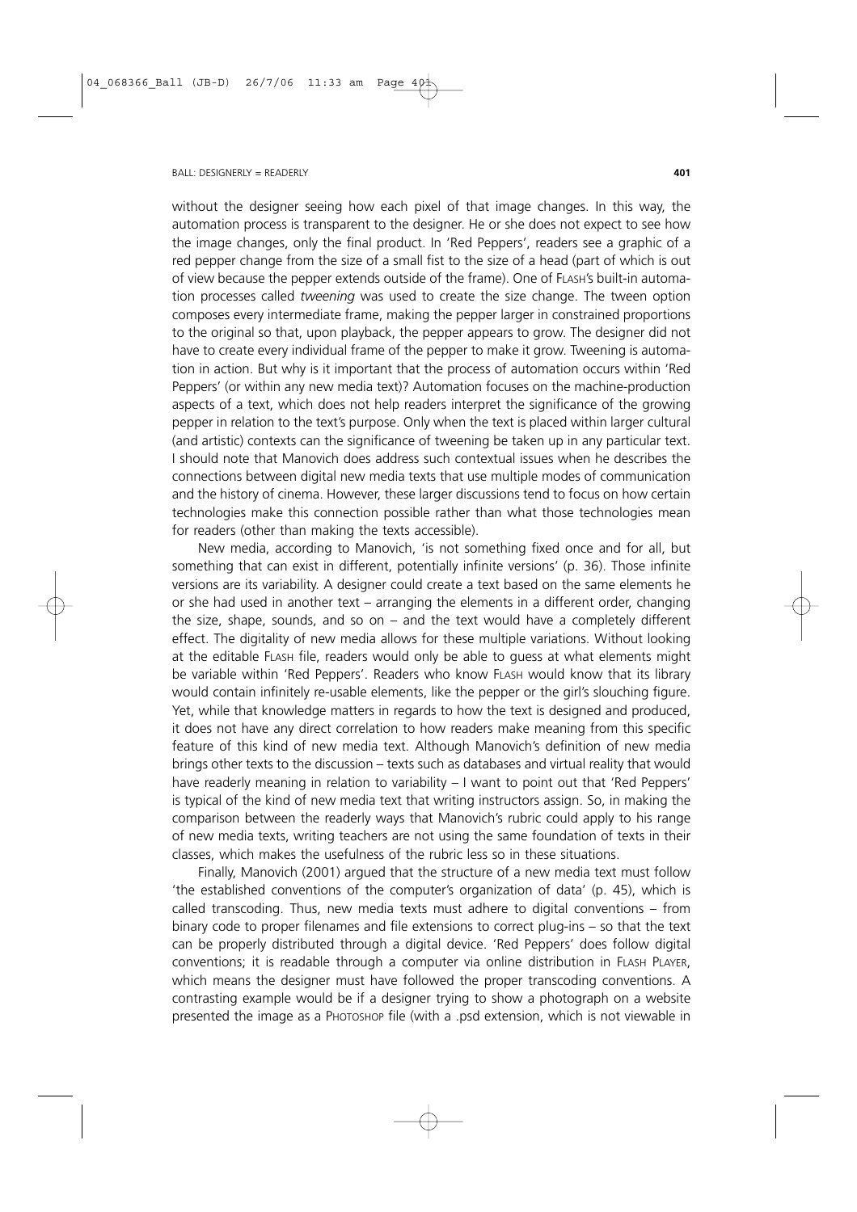without the designer seeing how each pixel of that image changes. In this way, the automation process is transparent to the designer. He or she does not expect to see how the image changes, only the final product. In 'Red Peppers', readers see a graphic of a red pepper change from the size of a small fist to the size of a head (part of which is out of view because the pepper extends outside of the frame). One of FLASH's built-in automation processes called *tweening* was used to create the size change. The tween option composes every intermediate frame, making the pepper larger in constrained proportions to the original so that, upon playback, the pepper appears to grow. The designer did not have to create every individual frame of the pepper to make it grow. Tweening is automation in action. But why is it important that the process of automation occurs within 'Red Peppers' (or within any new media text)? Automation focuses on the machine-production aspects of a text, which does not help readers interpret the significance of the growing pepper in relation to the text's purpose. Only when the text is placed within larger cultural (and artistic) contexts can the significance of tweening be taken up in any particular text. I should note that Manovich does address such contextual issues when he describes the connections between digital new media texts that use multiple modes of communication and the history of cinema. However, these larger discussions tend to focus on how certain technologies make this connection possible rather than what those technologies mean for readers (other than making the texts accessible).

New media, according to Manovich, 'is not something fixed once and for all, but something that can exist in different, potentially infinite versions' (p. 36). Those infinite versions are its variability. A designer could create a text based on the same elements he or she had used in another text – arranging the elements in a different order, changing the size, shape, sounds, and so on – and the text would have a completely different effect. The digitality of new media allows for these multiple variations. Without looking at the editable FLASH file, readers would only be able to guess at what elements might be variable within 'Red Peppers'. Readers who know FLASH would know that its library would contain infinitely re-usable elements, like the pepper or the girl's slouching figure. Yet, while that knowledge matters in regards to how the text is designed and produced, it does not have any direct correlation to how readers make meaning from this specific feature of this kind of new media text. Although Manovich's definition of new media brings other texts to the discussion – texts such as databases and virtual reality that would have readerly meaning in relation to variability – I want to point out that 'Red Peppers' is typical of the kind of new media text that writing instructors assign. So, in making the comparison between the readerly ways that Manovich's rubric could apply to his range of new media texts, writing teachers are not using the same foundation of texts in their classes, which makes the usefulness of the rubric less so in these situations.

Finally, Manovich (2001) argued that the structure of a new media text must follow 'the established conventions of the computer's organization of data' (p. 45), which is called transcoding. Thus, new media texts must adhere to digital conventions – from binary code to proper filenames and file extensions to correct plug-ins – so that the text can be properly distributed through a digital device. 'Red Peppers' does follow digital conventions; it is readable through a computer via online distribution in FLASH PLAYER, which means the designer must have followed the proper transcoding conventions. A contrasting example would be if a designer trying to show a photograph on a website presented the image as a PHOTOSHOP file (with a .psd extension, which is not viewable in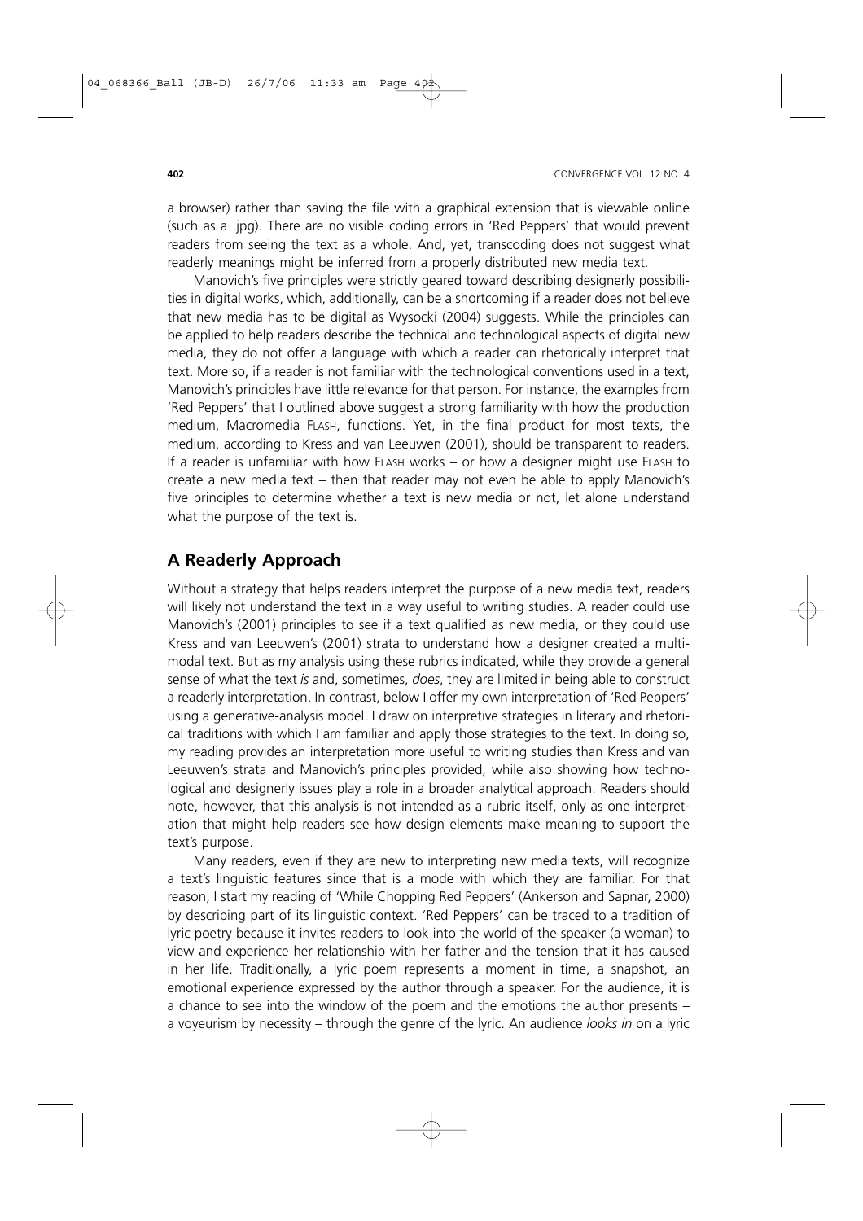a browser) rather than saving the file with a graphical extension that is viewable online (such as a .jpg). There are no visible coding errors in 'Red Peppers' that would prevent readers from seeing the text as a whole. And, yet, transcoding does not suggest what readerly meanings might be inferred from a properly distributed new media text.

Manovich's five principles were strictly geared toward describing designerly possibilities in digital works, which, additionally, can be a shortcoming if a reader does not believe that new media has to be digital as Wysocki (2004) suggests. While the principles can be applied to help readers describe the technical and technological aspects of digital new media, they do not offer a language with which a reader can rhetorically interpret that text. More so, if a reader is not familiar with the technological conventions used in a text, Manovich's principles have little relevance for that person. For instance, the examples from 'Red Peppers' that I outlined above suggest a strong familiarity with how the production medium, Macromedia FLASH, functions. Yet, in the final product for most texts, the medium, according to Kress and van Leeuwen (2001), should be transparent to readers. If a reader is unfamiliar with how FLASH works – or how a designer might use FLASH to create a new media text – then that reader may not even be able to apply Manovich's five principles to determine whether a text is new media or not, let alone understand what the purpose of the text is.

## A Readerly Approach

Without a strategy that helps readers interpret the purpose of a new media text, readers will likely not understand the text in a way useful to writing studies. A reader could use Manovich's (2001) principles to see if a text qualified as new media, or they could use Kress and van Leeuwen's (2001) strata to understand how a designer created a multimodal text. But as my analysis using these rubrics indicated, while they provide a general sense of what the text *is* and, sometimes, *does*, they are limited in being able to construct a readerly interpretation. In contrast, below I offer my own interpretation of 'Red Peppers' using a generative-analysis model. I draw on interpretive strategies in literary and rhetorical traditions with which I am familiar and apply those strategies to the text. In doing so, my reading provides an interpretation more useful to writing studies than Kress and van Leeuwen's strata and Manovich's principles provided, while also showing how technological and designerly issues play a role in a broader analytical approach. Readers should note, however, that this analysis is not intended as a rubric itself, only as one interpretation that might help readers see how design elements make meaning to support the text's purpose.

Many readers, even if they are new to interpreting new media texts, will recognize a text's linguistic features since that is a mode with which they are familiar. For that reason, I start my reading of 'While Chopping Red Peppers' (Ankerson and Sapnar, 2000) by describing part of its linguistic context. 'Red Peppers' can be traced to a tradition of lyric poetry because it invites readers to look into the world of the speaker (a woman) to view and experience her relationship with her father and the tension that it has caused in her life. Traditionally, a lyric poem represents a moment in time, a snapshot, an emotional experience expressed by the author through a speaker. For the audience, it is a chance to see into the window of the poem and the emotions the author presents – a voyeurism by necessity – through the genre of the lyric. An audience *looks in* on a lyric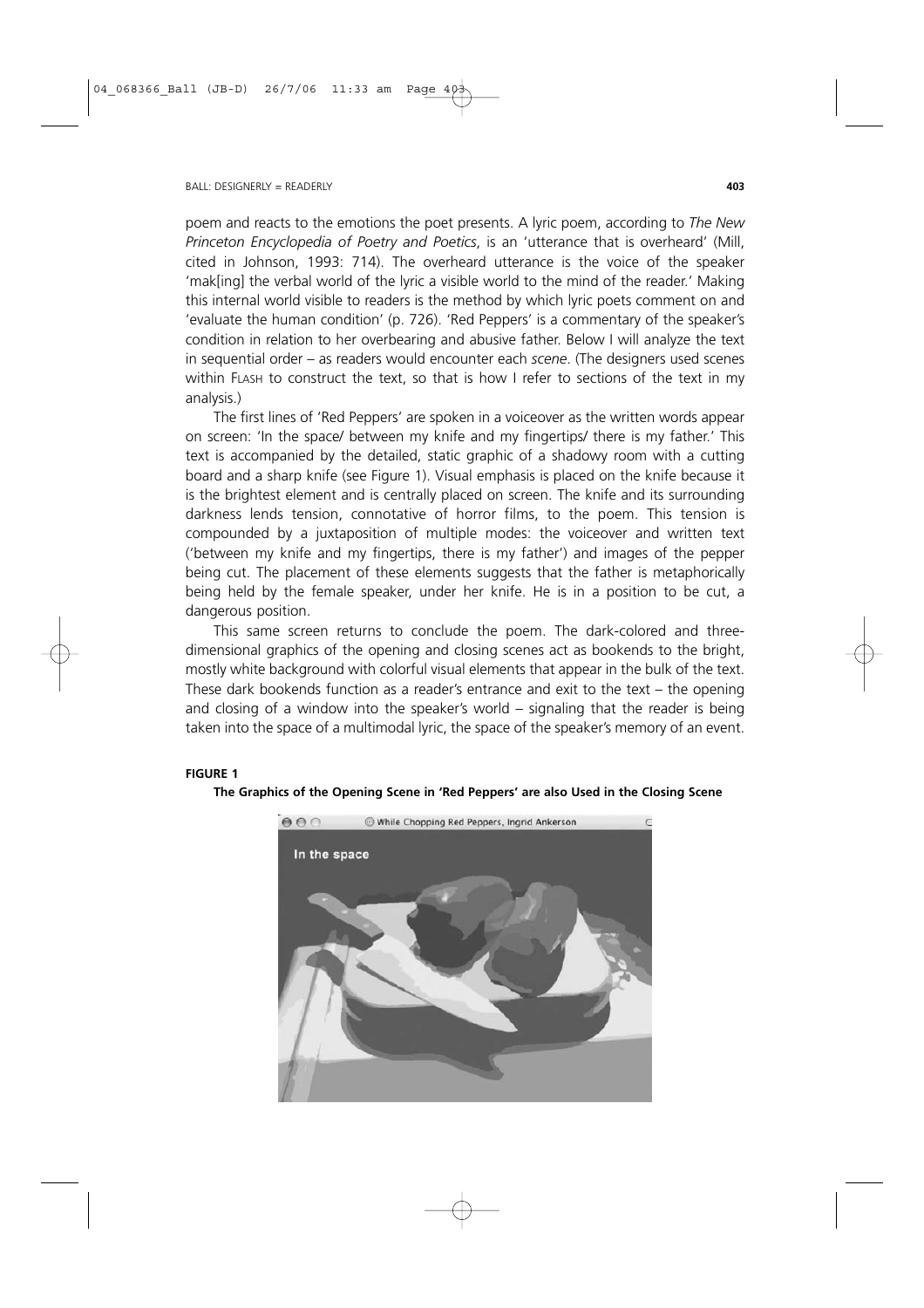poem and reacts to the emotions the poet presents. A lyric poem, according to *The New Princeton Encyclopedia of Poetry and Poetics*, is an 'utterance that is overheard' (Mill, cited in Johnson, 1993: 714). The overheard utterance is the voice of the speaker 'mak[ing] the verbal world of the lyric a visible world to the mind of the reader.' Making this internal world visible to readers is the method by which lyric poets comment on and 'evaluate the human condition' (p. 726). 'Red Peppers' is a commentary of the speaker's condition in relation to her overbearing and abusive father. Below I will analyze the text in sequential order – as readers would encounter each *scene*. (The designers used scenes within FLASH to construct the text, so that is how I refer to sections of the text in my analysis.)

The first lines of 'Red Peppers' are spoken in a voiceover as the written words appear on screen: 'In the space/ between my knife and my fingertips/ there is my father.' This text is accompanied by the detailed, static graphic of a shadowy room with a cutting board and a sharp knife (see Figure 1). Visual emphasis is placed on the knife because it is the brightest element and is centrally placed on screen. The knife and its surrounding darkness lends tension, connotative of horror films, to the poem. This tension is compounded by a juxtaposition of multiple modes: the voiceover and written text ('between my knife and my fingertips, there is my father') and images of the pepper being cut. The placement of these elements suggests that the father is metaphorically being held by the female speaker, under her knife. He is in a position to be cut, a dangerous position.

This same screen returns to conclude the poem. The dark-colored and three-dimensional graphics of the opening and closing scenes act as bookends to the bright, mostly white background with colorful visual elements that appear in the bulk of the text. These dark bookends function as a reader's entrance and exit to the text – the opening and closing of a window into the speaker's world – signaling that the reader is being taken into the space of a multimodal lyric, the space of the speaker's memory of an event.

**FIGURE 1**

**The Graphics of the Opening Scene in 'Red Peppers' are also Used in the Closing Scene**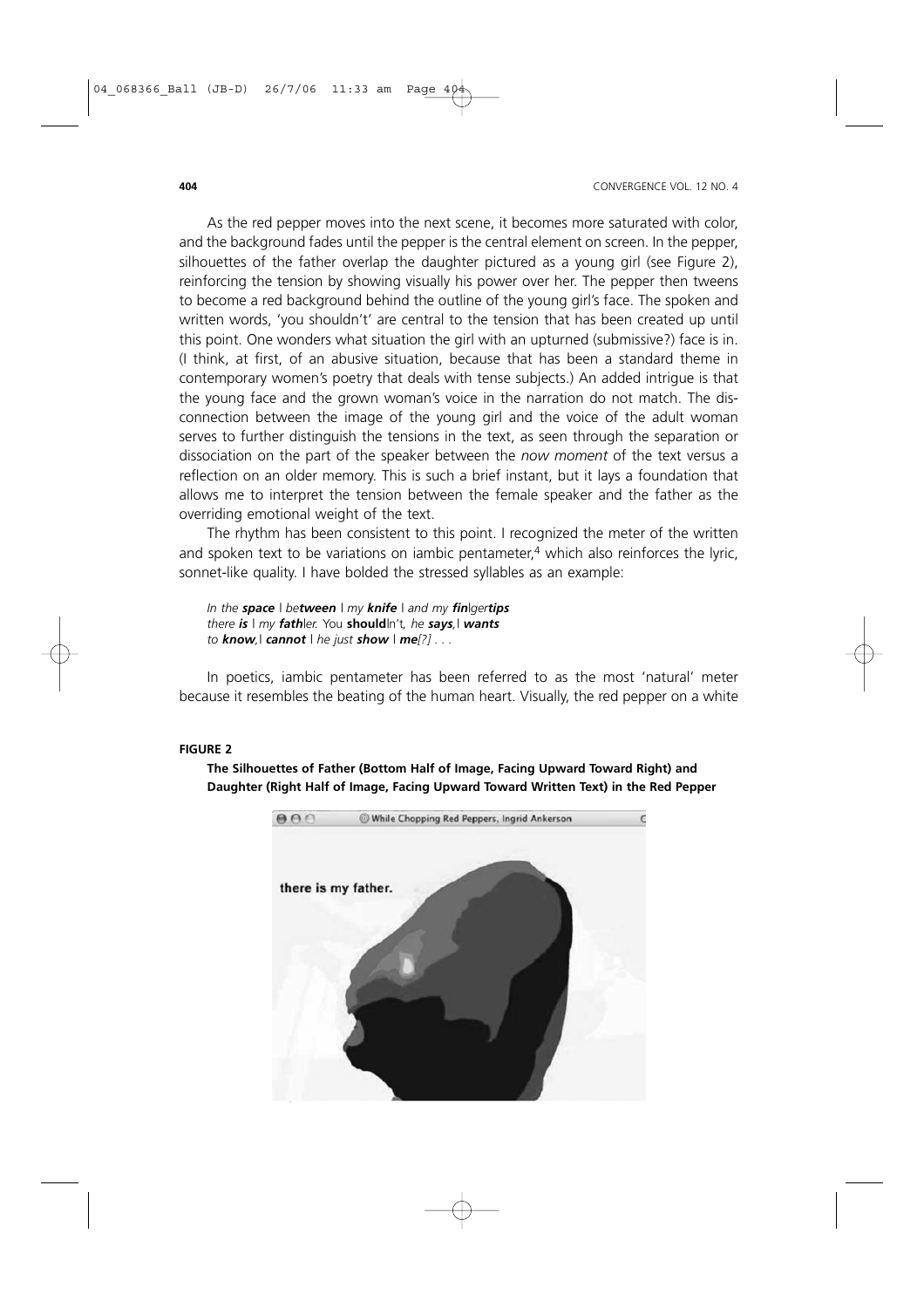As the red pepper moves into the next scene, it becomes more saturated with color, and the background fades until the pepper is the central element on screen. In the pepper, silhouettes of the father overlap the daughter pictured as a young girl (see Figure 2), reinforcing the tension by showing visually his power over her. The pepper then tweens to become a red background behind the outline of the young girl's face. The spoken and written words, 'you shouldn't' are central to the tension that has been created up until this point. One wonders what situation the girl with an upturned (submissive?) face is in. (I think, at first, of an abusive situation, because that has been a standard theme in contemporary women's poetry that deals with tense subjects.) An added intrigue is that the young face and the grown woman's voice in the narration do not match. The disconnection between the image of the young girl and the voice of the adult woman serves to further distinguish the tensions in the text, as seen through the separation or dissociation on the part of the speaker between the *now moment* of the text versus a reflection on an older memory. This is such a brief instant, but it lays a foundation that allows me to interpret the tension between the female speaker and the father as the overriding emotional weight of the text.

The rhythm has been consistent to this point. I recognized the meter of the written and spoken text to be variations on iambic pentameter,[4] which also reinforces the lyric, sonnet-like quality. I have bolded the stressed syllables as an example:

*In the* ***space*** *| be****tween*** *| my* ***knife*** *| and my* ***fin****|ger****tips***
*there* ***is*** *| my* ***fath****|er.* You **should**|n't*, he* ***says****,|* ***wants***
*to* ***know****,|* ***cannot*** *| he just* ***show*** *|* ***me****[?] . . .*

In poetics, iambic pentameter has been referred to as the most 'natural' meter because it resembles the beating of the human heart. Visually, the red pepper on a white

**FIGURE 2**

**The Silhouettes of Father (Bottom Half of Image, Facing Upward Toward Right) and Daughter (Right Half of Image, Facing Upward Toward Written Text) in the Red Pepper**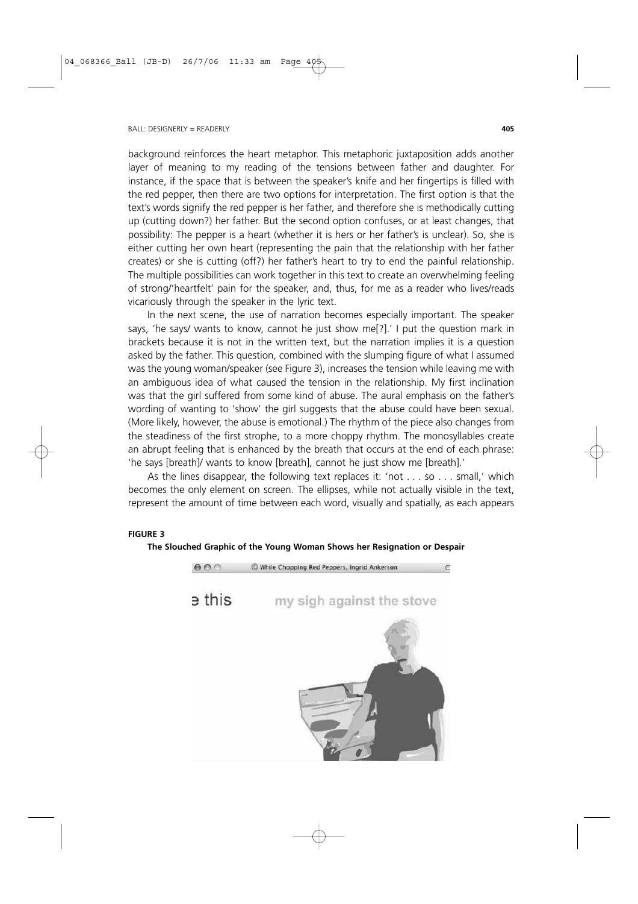background reinforces the heart metaphor. This metaphoric juxtaposition adds another layer of meaning to my reading of the tensions between father and daughter. For instance, if the space that is between the speaker's knife and her fingertips is filled with the red pepper, then there are two options for interpretation. The first option is that the text's words signify the red pepper is her father, and therefore she is methodically cutting up (cutting down?) her father. But the second option confuses, or at least changes, that possibility: The pepper is a heart (whether it is hers or her father's is unclear). So, she is either cutting her own heart (representing the pain that the relationship with her father creates) or she is cutting (off?) her father's heart to try to end the painful relationship. The multiple possibilities can work together in this text to create an overwhelming feeling of strong/'heartfelt' pain for the speaker, and, thus, for me as a reader who lives/reads vicariously through the speaker in the lyric text.

In the next scene, the use of narration becomes especially important. The speaker says, 'he says/ wants to know, cannot he just show me[?].' I put the question mark in brackets because it is not in the written text, but the narration implies it is a question asked by the father. This question, combined with the slumping figure of what I assumed was the young woman/speaker (see Figure 3), increases the tension while leaving me with an ambiguous idea of what caused the tension in the relationship. My first inclination was that the girl suffered from some kind of abuse. The aural emphasis on the father's wording of wanting to 'show' the girl suggests that the abuse could have been sexual. (More likely, however, the abuse is emotional.) The rhythm of the piece also changes from the steadiness of the first strophe, to a more choppy rhythm. The monosyllables create an abrupt feeling that is enhanced by the breath that occurs at the end of each phrase: 'he says [breath]/ wants to know [breath], cannot he just show me [breath].'

As the lines disappear, the following text replaces it: 'not . . . so . . . small,' which becomes the only element on screen. The ellipses, while not actually visible in the text, represent the amount of time between each word, visually and spatially, as each appears

**FIGURE 3**

**The Slouched Graphic of the Young Woman Shows her Resignation or Despair**

While Chopping Red Peppers, Ingrid Ankerson

e this

my sigh against the stove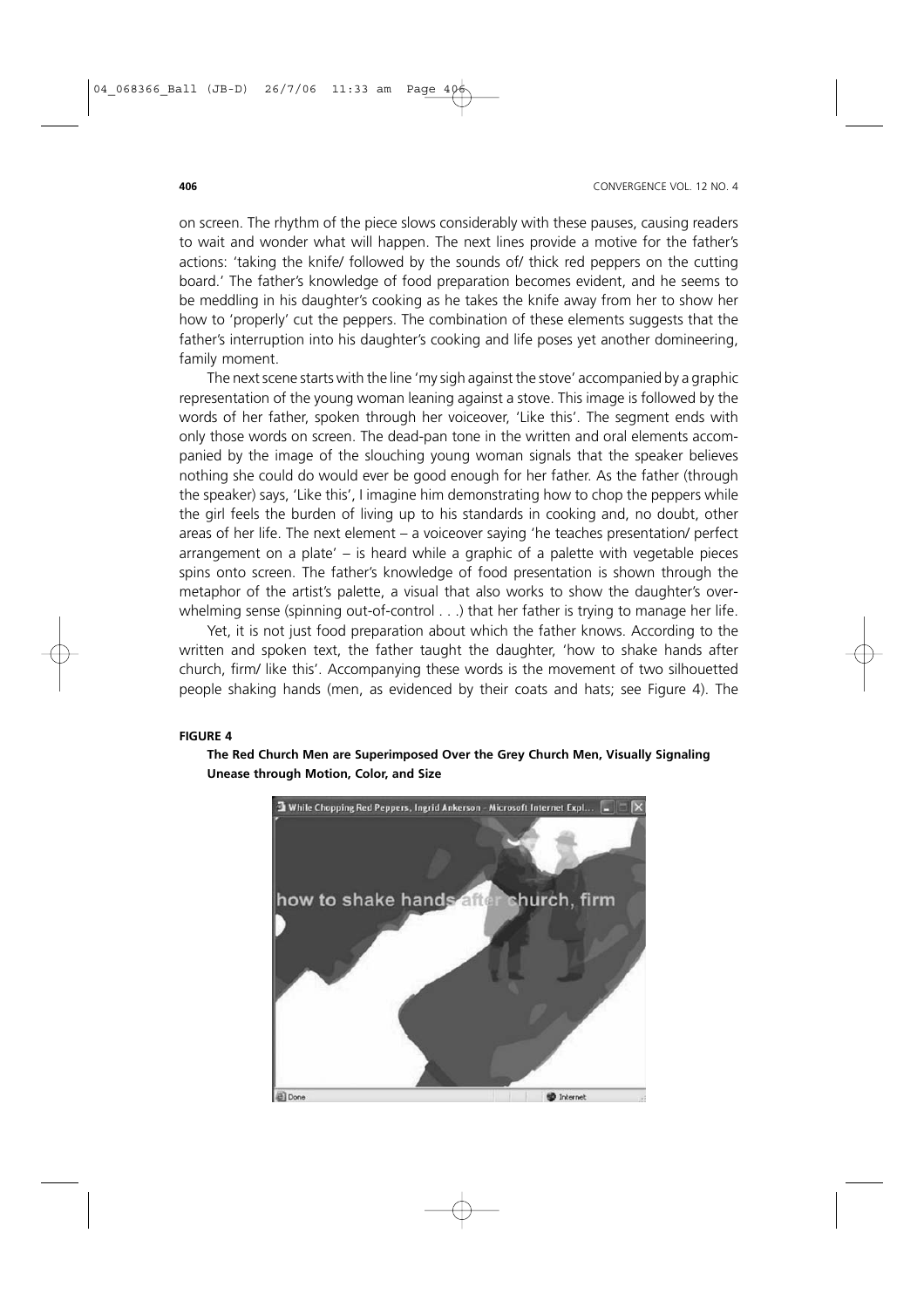on screen. The rhythm of the piece slows considerably with these pauses, causing readers to wait and wonder what will happen. The next lines provide a motive for the father's actions: 'taking the knife/ followed by the sounds of/ thick red peppers on the cutting board.' The father's knowledge of food preparation becomes evident, and he seems to be meddling in his daughter's cooking as he takes the knife away from her to show her how to 'properly' cut the peppers. The combination of these elements suggests that the father's interruption into his daughter's cooking and life poses yet another domineering, family moment.

The next scene starts with the line 'my sigh against the stove' accompanied by a graphic representation of the young woman leaning against a stove. This image is followed by the words of her father, spoken through her voiceover, 'Like this'. The segment ends with only those words on screen. The dead-pan tone in the written and oral elements accompanied by the image of the slouching young woman signals that the speaker believes nothing she could do would ever be good enough for her father. As the father (through the speaker) says, 'Like this', I imagine him demonstrating how to chop the peppers while the girl feels the burden of living up to his standards in cooking and, no doubt, other areas of her life. The next element – a voiceover saying 'he teaches presentation/ perfect arrangement on a plate' – is heard while a graphic of a palette with vegetable pieces spins onto screen. The father's knowledge of food presentation is shown through the metaphor of the artist's palette, a visual that also works to show the daughter's overwhelming sense (spinning out-of-control . . .) that her father is trying to manage her life.

Yet, it is not just food preparation about which the father knows. According to the written and spoken text, the father taught the daughter, 'how to shake hands after church, firm/ like this'. Accompanying these words is the movement of two silhouetted people shaking hands (men, as evidenced by their coats and hats; see Figure 4). The

**FIGURE 4**

**The Red Church Men are Superimposed Over the Grey Church Men, Visually Signaling Unease through Motion, Color, and Size**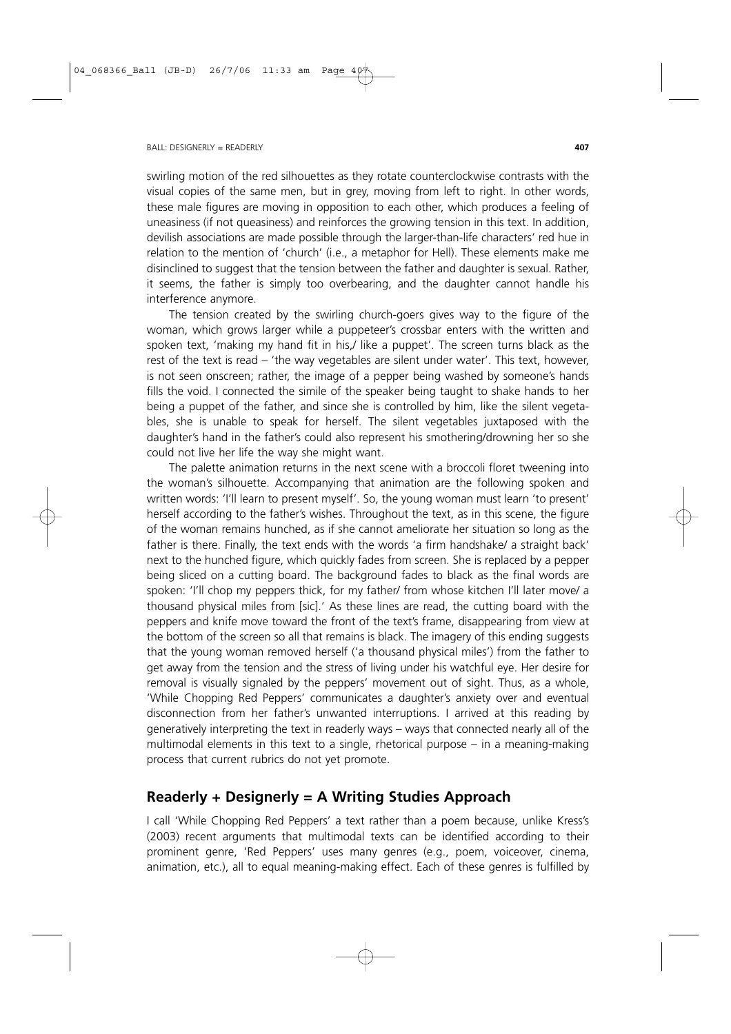swirling motion of the red silhouettes as they rotate counterclockwise contrasts with the visual copies of the same men, but in grey, moving from left to right. In other words, these male figures are moving in opposition to each other, which produces a feeling of uneasiness (if not queasiness) and reinforces the growing tension in this text. In addition, devilish associations are made possible through the larger-than-life characters' red hue in relation to the mention of 'church' (i.e., a metaphor for Hell). These elements make me disinclined to suggest that the tension between the father and daughter is sexual. Rather, it seems, the father is simply too overbearing, and the daughter cannot handle his interference anymore.

The tension created by the swirling church-goers gives way to the figure of the woman, which grows larger while a puppeteer's crossbar enters with the written and spoken text, 'making my hand fit in his,/ like a puppet'. The screen turns black as the rest of the text is read – 'the way vegetables are silent under water'. This text, however, is not seen onscreen; rather, the image of a pepper being washed by someone's hands fills the void. I connected the simile of the speaker being taught to shake hands to her being a puppet of the father, and since she is controlled by him, like the silent vegetables, she is unable to speak for herself. The silent vegetables juxtaposed with the daughter's hand in the father's could also represent his smothering/drowning her so she could not live her life the way she might want.

The palette animation returns in the next scene with a broccoli floret tweening into the woman's silhouette. Accompanying that animation are the following spoken and written words: 'I'll learn to present myself'. So, the young woman must learn 'to present' herself according to the father's wishes. Throughout the text, as in this scene, the figure of the woman remains hunched, as if she cannot ameliorate her situation so long as the father is there. Finally, the text ends with the words 'a firm handshake/ a straight back' next to the hunched figure, which quickly fades from screen. She is replaced by a pepper being sliced on a cutting board. The background fades to black as the final words are spoken: 'I'll chop my peppers thick, for my father/ from whose kitchen I'll later move/ a thousand physical miles from [sic].' As these lines are read, the cutting board with the peppers and knife move toward the front of the text's frame, disappearing from view at the bottom of the screen so all that remains is black. The imagery of this ending suggests that the young woman removed herself ('a thousand physical miles') from the father to get away from the tension and the stress of living under his watchful eye. Her desire for removal is visually signaled by the peppers' movement out of sight. Thus, as a whole, 'While Chopping Red Peppers' communicates a daughter's anxiety over and eventual disconnection from her father's unwanted interruptions. I arrived at this reading by generatively interpreting the text in readerly ways – ways that connected nearly all of the multimodal elements in this text to a single, rhetorical purpose – in a meaning-making process that current rubrics do not yet promote.

## Readerly + Designerly = A Writing Studies Approach

I call 'While Chopping Red Peppers' a text rather than a poem because, unlike Kress's (2003) recent arguments that multimodal texts can be identified according to their prominent genre, 'Red Peppers' uses many genres (e.g., poem, voiceover, cinema, animation, etc.), all to equal meaning-making effect. Each of these genres is fulfilled by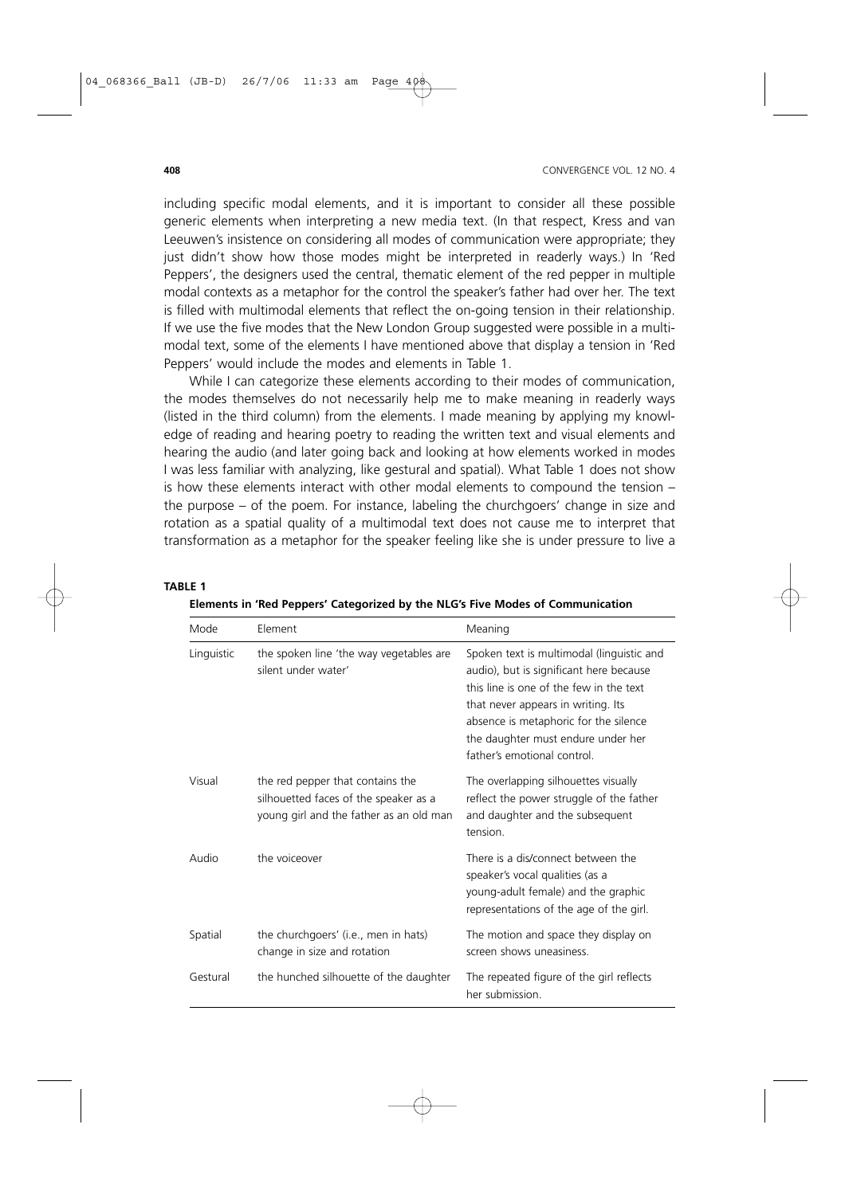including specific modal elements, and it is important to consider all these possible generic elements when interpreting a new media text. (In that respect, Kress and van Leeuwen's insistence on considering all modes of communication were appropriate; they just didn't show how those modes might be interpreted in readerly ways.) In 'Red Peppers', the designers used the central, thematic element of the red pepper in multiple modal contexts as a metaphor for the control the speaker's father had over her. The text is filled with multimodal elements that reflect the on-going tension in their relationship. If we use the five modes that the New London Group suggested were possible in a multimodal text, some of the elements I have mentioned above that display a tension in 'Red Peppers' would include the modes and elements in Table 1.

While I can categorize these elements according to their modes of communication, the modes themselves do not necessarily help me to make meaning in readerly ways (listed in the third column) from the elements. I made meaning by applying my knowledge of reading and hearing poetry to reading the written text and visual elements and hearing the audio (and later going back and looking at how elements worked in modes I was less familiar with analyzing, like gestural and spatial). What Table 1 does not show is how these elements interact with other modal elements to compound the tension – the purpose – of the poem. For instance, labeling the churchgoers' change in size and rotation as a spatial quality of a multimodal text does not cause me to interpret that transformation as a metaphor for the speaker feeling like she is under pressure to live a

**TABLE 1**

**Elements in 'Red Peppers' Categorized by the NLG's Five Modes of Communication**

| Mode | Element | Meaning |
|---|---|---|
| Linguistic | the spoken line 'the way vegetables are silent under water' | Spoken text is multimodal (linguistic and audio), but is significant here because this line is one of the few in the text that never appears in writing. Its absence is metaphoric for the silence the daughter must endure under her father's emotional control. |
| Visual | the red pepper that contains the silhouetted faces of the speaker as a young girl and the father as an old man | The overlapping silhouettes visually reflect the power struggle of the father and daughter and the subsequent tension. |
| Audio | the voiceover | There is a dis/connect between the speaker's vocal qualities (as a young-adult female) and the graphic representations of the age of the girl. |
| Spatial | the churchgoers' (i.e., men in hats) change in size and rotation | The motion and space they display on screen shows uneasiness. |
| Gestural | the hunched silhouette of the daughter | The repeated figure of the girl reflects her submission. |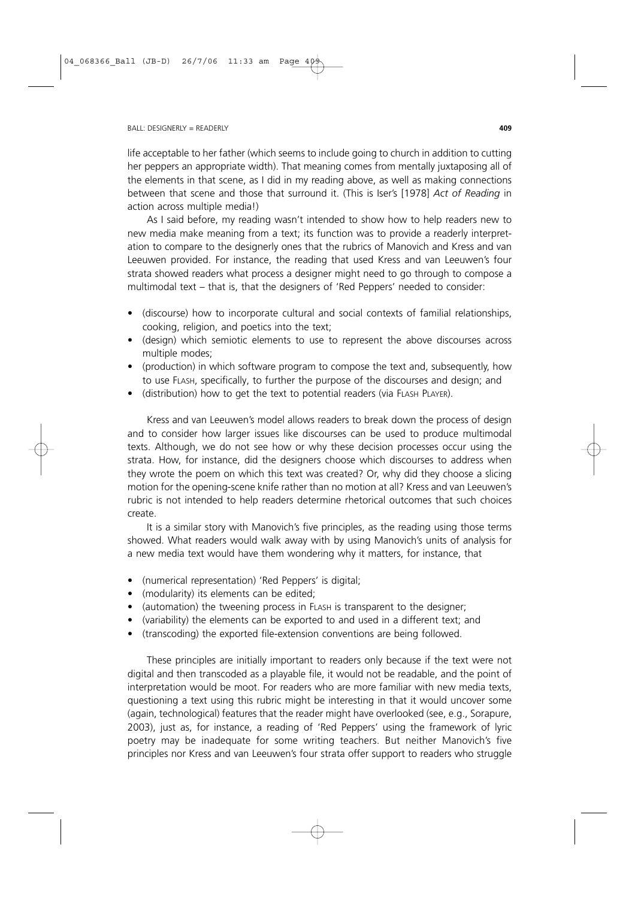life acceptable to her father (which seems to include going to church in addition to cutting her peppers an appropriate width). That meaning comes from mentally juxtaposing all of the elements in that scene, as I did in my reading above, as well as making connections between that scene and those that surround it. (This is Iser's [1978] *Act of Reading* in action across multiple media!)

As I said before, my reading wasn't intended to show how to help readers new to new media make meaning from a text; its function was to provide a readerly interpretation to compare to the designerly ones that the rubrics of Manovich and Kress and van Leeuwen provided. For instance, the reading that used Kress and van Leeuwen's four strata showed readers what process a designer might need to go through to compose a multimodal text – that is, that the designers of 'Red Peppers' needed to consider:

- (discourse) how to incorporate cultural and social contexts of familial relationships, cooking, religion, and poetics into the text;
- (design) which semiotic elements to use to represent the above discourses across multiple modes;
- (production) in which software program to compose the text and, subsequently, how to use FLASH, specifically, to further the purpose of the discourses and design; and
- (distribution) how to get the text to potential readers (via FLASH PLAYER).

Kress and van Leeuwen's model allows readers to break down the process of design and to consider how larger issues like discourses can be used to produce multimodal texts. Although, we do not see how or why these decision processes occur using the strata. How, for instance, did the designers choose which discourses to address when they wrote the poem on which this text was created? Or, why did they choose a slicing motion for the opening-scene knife rather than no motion at all? Kress and van Leeuwen's rubric is not intended to help readers determine rhetorical outcomes that such choices create.

It is a similar story with Manovich's five principles, as the reading using those terms showed. What readers would walk away with by using Manovich's units of analysis for a new media text would have them wondering why it matters, for instance, that

- (numerical representation) 'Red Peppers' is digital;
- (modularity) its elements can be edited;
- (automation) the tweening process in FLASH is transparent to the designer;
- (variability) the elements can be exported to and used in a different text; and
- (transcoding) the exported file-extension conventions are being followed.

These principles are initially important to readers only because if the text were not digital and then transcoded as a playable file, it would not be readable, and the point of interpretation would be moot. For readers who are more familiar with new media texts, questioning a text using this rubric might be interesting in that it would uncover some (again, technological) features that the reader might have overlooked (see, e.g., Sorapure, 2003), just as, for instance, a reading of 'Red Peppers' using the framework of lyric poetry may be inadequate for some writing teachers. But neither Manovich's five principles nor Kress and van Leeuwen's four strata offer support to readers who struggle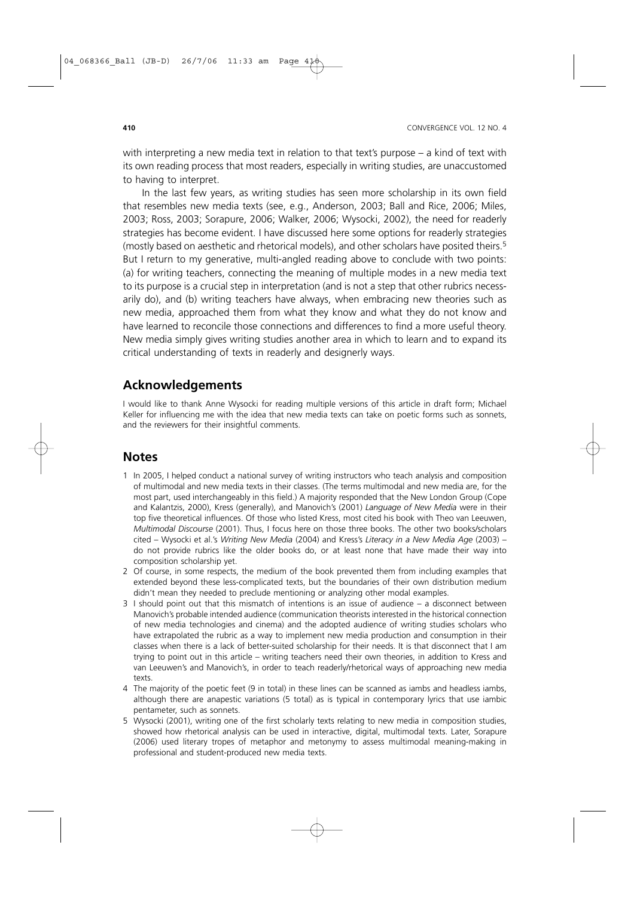with interpreting a new media text in relation to that text's purpose – a kind of text with its own reading process that most readers, especially in writing studies, are unaccustomed to having to interpret.

In the last few years, as writing studies has seen more scholarship in its own field that resembles new media texts (see, e.g., Anderson, 2003; Ball and Rice, 2006; Miles, 2003; Ross, 2003; Sorapure, 2006; Walker, 2006; Wysocki, 2002), the need for readerly strategies has become evident. I have discussed here some options for readerly strategies (mostly based on aesthetic and rhetorical models), and other scholars have posited theirs.[5] But I return to my generative, multi-angled reading above to conclude with two points: (a) for writing teachers, connecting the meaning of multiple modes in a new media text to its purpose is a crucial step in interpretation (and is not a step that other rubrics necessarily do), and (b) writing teachers have always, when embracing new theories such as new media, approached them from what they know and what they do not know and have learned to reconcile those connections and differences to find a more useful theory. New media simply gives writing studies another area in which to learn and to expand its critical understanding of texts in readerly and designerly ways.

## Acknowledgements

I would like to thank Anne Wysocki for reading multiple versions of this article in draft form; Michael Keller for influencing me with the idea that new media texts can take on poetic forms such as sonnets, and the reviewers for their insightful comments.

## Notes

1 In 2005, I helped conduct a national survey of writing instructors who teach analysis and composition of multimodal and new media texts in their classes. (The terms multimodal and new media are, for the most part, used interchangeably in this field.) A majority responded that the New London Group (Cope and Kalantzis, 2000), Kress (generally), and Manovich's (2001) *Language of New Media* were in their top five theoretical influences. Of those who listed Kress, most cited his book with Theo van Leeuwen, *Multimodal Discourse* (2001). Thus, I focus here on those three books. The other two books/scholars cited – Wysocki et al.'s *Writing New Media* (2004) and Kress's *Literacy in a New Media Age* (2003) – do not provide rubrics like the older books do, or at least none that have made their way into composition scholarship yet.

2 Of course, in some respects, the medium of the book prevented them from including examples that extended beyond these less-complicated texts, but the boundaries of their own distribution medium didn't mean they needed to preclude mentioning or analyzing other modal examples.

3 I should point out that this mismatch of intentions is an issue of audience – a disconnect between Manovich's probable intended audience (communication theorists interested in the historical connection of new media technologies and cinema) and the adopted audience of writing studies scholars who have extrapolated the rubric as a way to implement new media production and consumption in their classes when there is a lack of better-suited scholarship for their needs. It is that disconnect that I am trying to point out in this article – writing teachers need their own theories, in addition to Kress and van Leeuwen's and Manovich's, in order to teach readerly/rhetorical ways of approaching new media texts.

4 The majority of the poetic feet (9 in total) in these lines can be scanned as iambs and headless iambs, although there are anapestic variations (5 total) as is typical in contemporary lyrics that use iambic pentameter, such as sonnets.

5 Wysocki (2001), writing one of the first scholarly texts relating to new media in composition studies, showed how rhetorical analysis can be used in interactive, digital, multimodal texts. Later, Sorapure (2006) used literary tropes of metaphor and metonymy to assess multimodal meaning-making in professional and student-produced new media texts.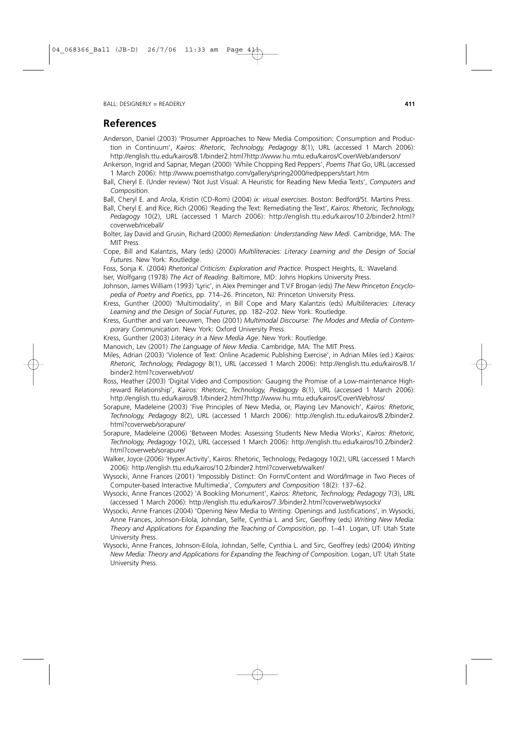## References

Anderson, Daniel (2003) 'Prosumer Approaches to New Media Composition: Consumption and Production in Continuum', *Kairos: Rhetoric, Technology, Pedagogy* 8(1), URL (accessed 1 March 2006): http://english.ttu.edu/kairos/8.1/binder2.html?http://www.hu.mtu.edu/kairos/CoverWeb/anderson/

Ankerson, Ingrid and Sapnar, Megan (2000) 'While Chopping Red Peppers', *Poems That Go*, URL (accessed 1 March 2006): http://www.poemsthatgo.com/gallery/spring2000/redpeppers/start.htm

Ball, Cheryl E. (Under review) 'Not Just Visual: A Heuristic for Reading New Media Texts', *Computers and Composition*.

Ball, Cheryl E. and Arola, Kristin (CD-Rom) (2004) *ix: visual exercises*. Boston: Bedford/St. Martins Press.

Ball, Cheryl E. and Rice, Rich (2006) 'Reading the Text: Remediating the Text', *Kairos: Rhetoric, Technology, Pedagogy* 10(2), URL (accessed 1 March 2006): http://english.ttu.edu/kairos/10.2/binder2.html?coverweb/riceball/

Bolter, Jay David and Grusin, Richard (2000) *Remediation: Understanding New Medi*. Cambridge, MA: The MIT Press.

Cope, Bill and Kalantzis, Mary (eds) (2000) *Multiliteracies: Literacy Learning and the Design of Social Futures*. New York: Routledge.

Foss, Sonja K. (2004) *Rhetorical Criticism: Exploration and Practice*. Prospect Heights, IL: Waveland.

Iser, Wolfgang (1978) *The Act of Reading*. Baltimore, MD: Johns Hopkins University Press.

Johnson, James William (1993) 'Lyric', in Alex Preminger and T.V.F Brogan (eds) *The New Princeton Encyclopedia of Poetry and Poetics*, pp. 714–26. Princeton, NJ: Princeton University Press.

Kress, Gunther (2000) 'Multimodality', in Bill Cope and Mary Kalantzis (eds) *Multiliteracies: Literacy Learning and the Design of Social Futures*, pp. 182–202. New York: Routledge.

Kress, Gunther and van Leeuwen, Theo (2001) *Multimodal Discourse: The Modes and Media of Contemporary Communication*. New York: Oxford University Press.

Kress, Gunther (2003) *Literacy in a New Media Age*. New York: Routledge.

Manovich, Lev (2001) *The Language of New Media*. Cambridge, MA: The MIT Press.

Miles, Adrian (2003) 'Violence of Text: Online Academic Publishing Exercise', in Adrian Miles (ed.) *Kairos: Rhetoric, Technology, Pedagogy* 8(1), URL (accessed 1 March 2006): http://english.ttu.edu/kairos/8.1/binder2.html?coverweb/vot/

Ross, Heather (2003) 'Digital Video and Composition: Gauging the Promise of a Low-maintenance High-reward Relationship', *Kairos: Rhetoric, Technology, Pedagogy* 8(1), URL (accessed 1 March 2006): http://english.ttu.edu/kairos/8.1/binder2.html?http://www.hu.mtu.edu/kairos/CoverWeb/ross/

Sorapure, Madeleine (2003) 'Five Principles of New Media, or, Playing Lev Manovich', *Kairos: Rhetoric, Technology, Pedagogy* 8(2), URL (accessed 1 March 2006): http://english.ttu.edu/kairos/8.2/binder2.html?coverweb/sorapure/

Sorapure, Madeleine (2006) 'Between Modes: Assessing Students New Media Works', *Kairos: Rhetoric, Technology, Pedagogy* 10(2), URL (accessed 1 March 2006): http://english.ttu.edu/kairos/10.2/binder2.html?coverweb/sorapure/

Walker, Joyce (2006) 'Hyper.Activity', Kairos: Rhetoric, Technology, Pedagogy 10(2), URL (accessed 1 March 2006): http://english.ttu.edu/kairos/10.2/binder2.html?coverweb/walker/

Wysocki, Anne Frances (2001) 'Impossibly Distinct: On Form/Content and Word/Image in Two Pieces of Computer-based Interactive Multimedia', *Computers and Composition* 18(2): 137–62.

Wysocki, Anne Frances (2002) 'A Bookling Monument', *Kairos: Rhetoric, Technology, Pedagogy* 7(3), URL (accessed 1 March 2006): http://english.ttu.edu/kairos/7.3/binder2.html?coverweb/wysocki/

Wysocki, Anne Frances (2004) 'Opening New Media to Writing: Openings and Justifications', in Wysocki, Anne Frances, Johnson-Eilola, Johndan, Selfe, Cynthia L. and Sirc, Geoffrey (eds) *Writing New Media: Theory and Applications for Expanding the Teaching of Composition*, pp. 1–41. Logan, UT: Utah State University Press.

Wysocki, Anne Frances, Johnson-Eilola, Johndan, Selfe, Cynthia L. and Sirc, Geoffrey (eds) (2004) *Writing New Media: Theory and Applications for Expanding the Teaching of Composition*. Logan, UT: Utah State University Press.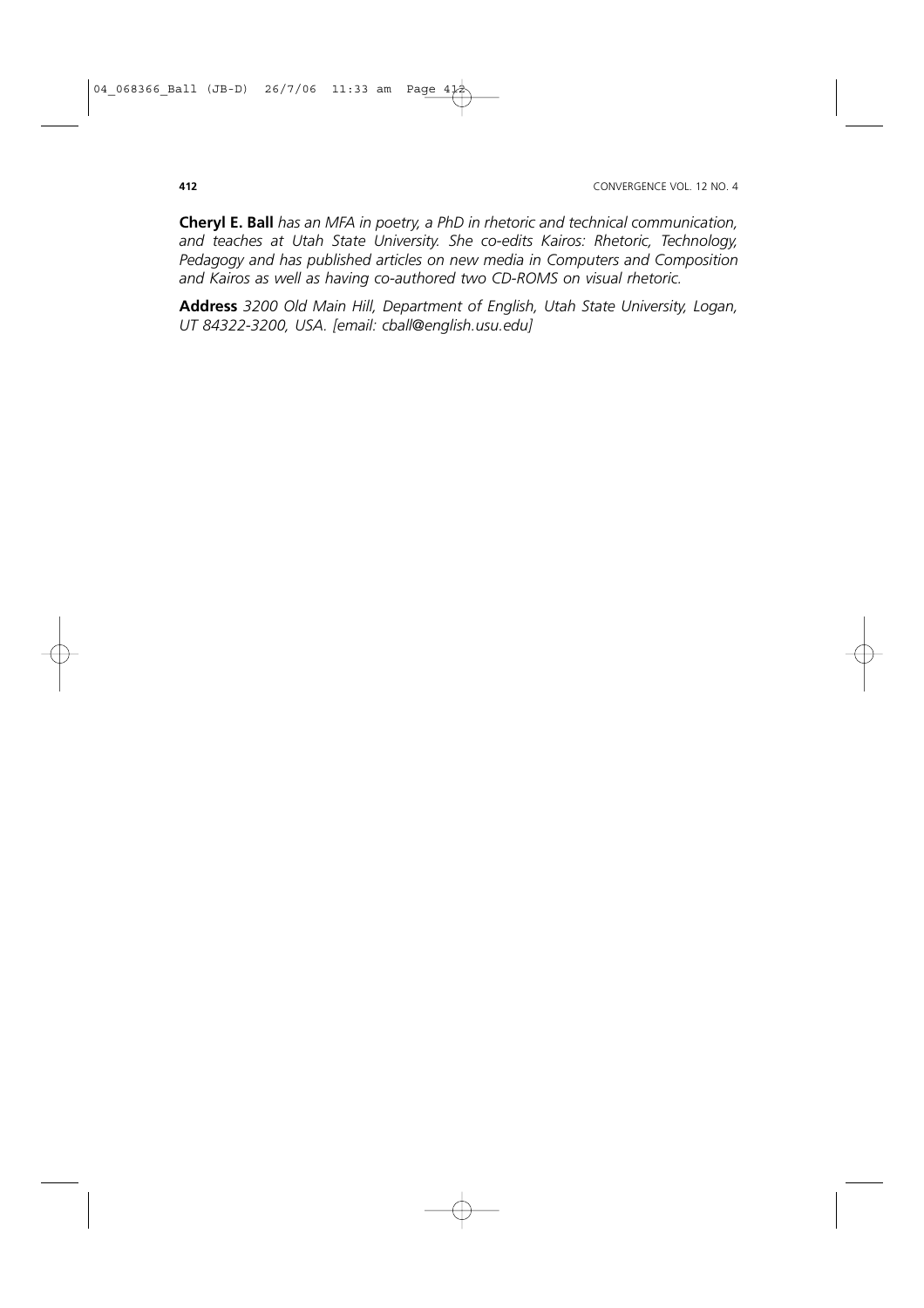**Cheryl E. Ball** *has an MFA in poetry, a PhD in rhetoric and technical communication, and teaches at Utah State University. She co-edits Kairos: Rhetoric, Technology, Pedagogy and has published articles on new media in Computers and Composition and Kairos as well as having co-authored two CD-ROMS on visual rhetoric.*

**Address** *3200 Old Main Hill, Department of English, Utah State University, Logan, UT 84322-3200, USA. [email: cball@english.usu.edu]*